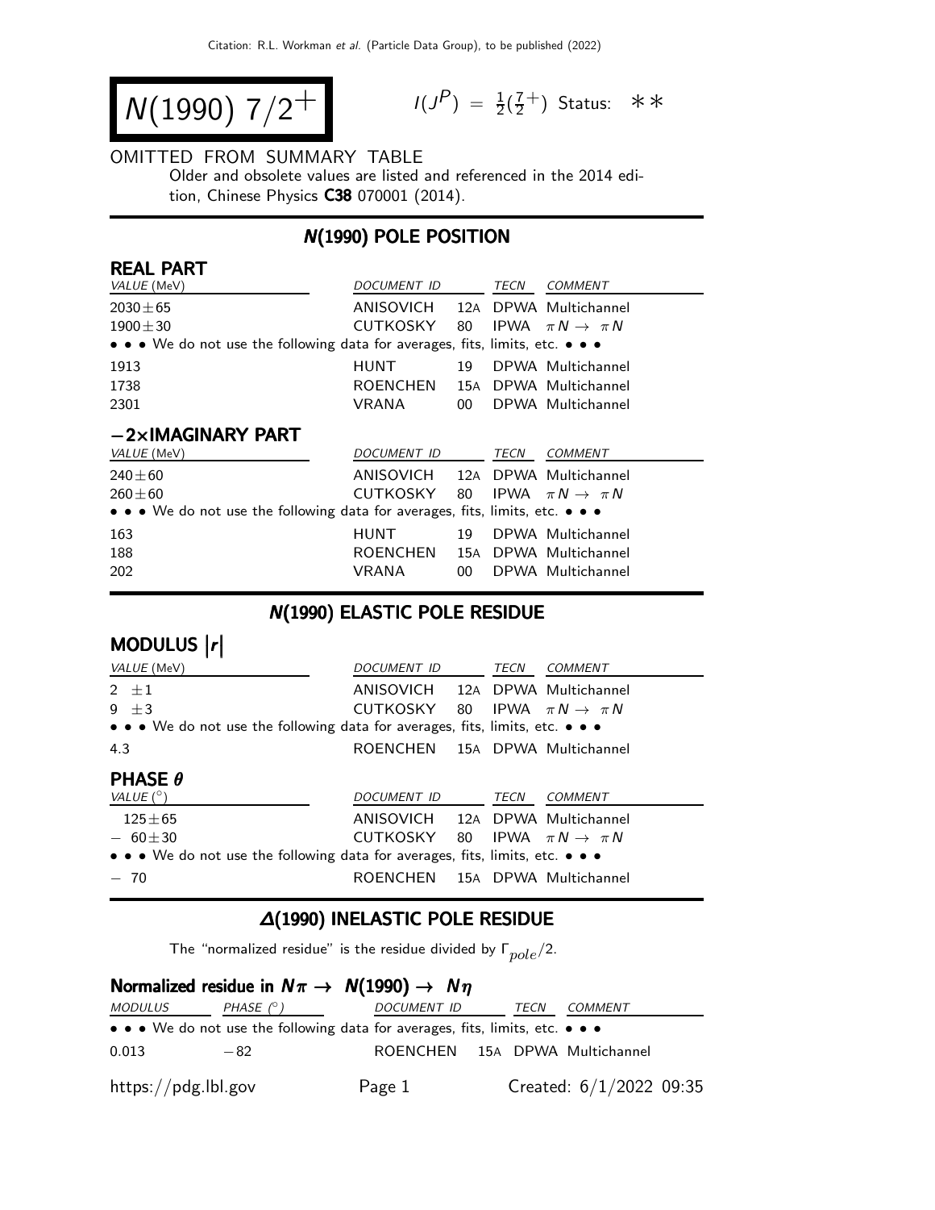# $N(1990)$ $7/2^+$

$I(J^P) = \frac{1}{2}(\frac{7}{2}^+)$ Status: ∗∗

OMITTED FROM SUMMARY TABLE

Older and obsolete values are listed and referenced in the 2014 edition, Chinese Physics **C38** 070001 (2014).

## N(1990) POLE POSITION

### REAL PART

| VALUE (MeV) | DOCUMENT ID | | TECN | COMMENT |
|---|---|---|---|---|
| 2030±65 | ANISOVICH | 12A | DPWA | Multichannel |
| 1900±30 | CUTKOSKY | 80 | IPWA | $\pi N \to \pi N$ |
| • • • We do not use the following data for averages, fits, limits, etc. • • • | | | | |
| 1913 | HUNT | 19 | DPWA | Multichannel |
| 1738 | ROENCHEN | 15A | DPWA | Multichannel |
| 2301 | VRANA | 00 | DPWA | Multichannel |

### −2×IMAGINARY PART

| VALUE (MeV) | DOCUMENT ID | | TECN | COMMENT |
|---|---|---|---|---|
| 240±60 | ANISOVICH | 12A | DPWA | Multichannel |
| 260±60 | CUTKOSKY | 80 | IPWA | $\pi N \to \pi N$ |
| • • • We do not use the following data for averages, fits, limits, etc. • • • | | | | |
| 163 | HUNT | 19 | DPWA | Multichannel |
| 188 | ROENCHEN | 15A | DPWA | Multichannel |
| 202 | VRANA | 00 | DPWA | Multichannel |

## N(1990) ELASTIC POLE RESIDUE

### MODULUS $|r|$

| VALUE (MeV) | DOCUMENT ID | | TECN | COMMENT |
|---|---|---|---|---|
| 2 ±1 | ANISOVICH | 12A | DPWA | Multichannel |
| 9 ±3 | CUTKOSKY | 80 | IPWA | $\pi N \to \pi N$ |
| • • • We do not use the following data for averages, fits, limits, etc. • • • | | | | |
| 4.3 | ROENCHEN | 15A | DPWA | Multichannel |

### PHASE $\theta$

| VALUE (°) | DOCUMENT ID | | TECN | COMMENT |
|---|---|---|---|---|
| 125±65 | ANISOVICH | 12A | DPWA | Multichannel |
| − 60±30 | CUTKOSKY | 80 | IPWA | $\pi N \to \pi N$ |
| • • • We do not use the following data for averages, fits, limits, etc. • • • | | | | |
| − 70 | ROENCHEN | 15A | DPWA | Multichannel |

## Δ(1990) INELASTIC POLE RESIDUE

The "normalized residue" is the residue divided by $\Gamma_{pole}/2$.

### Normalized residue in $N\pi \to N(1990) \to N\eta$

| MODULUS | PHASE (°) | DOCUMENT ID | | TECN | COMMENT |
|---|---|---|---|---|---|
| • • • We do not use the following data for averages, fits, limits, etc. • • • | | | | | |
| 0.013 | −82 | ROENCHEN | 15A | DPWA | Multichannel |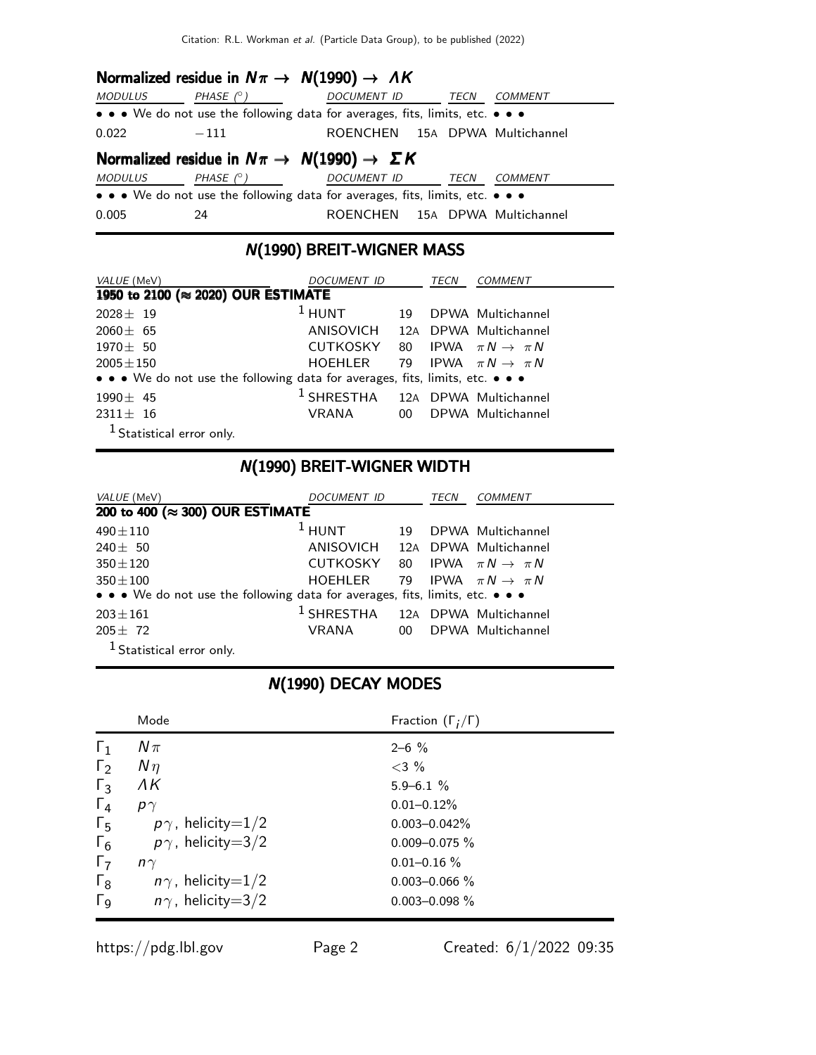### Normalized residue in $N\pi \rightarrow N(1990) \rightarrow \Lambda K$

| MODULUS | PHASE (°) | DOCUMENT ID | | TECN | COMMENT |
|---|---|---|---|---|---|
| • • • We do not use the following data for averages, fits, limits, etc. • • • | | | | | |
| 0.022 | −111 | ROENCHEN | 15A | DPWA | Multichannel |

### Normalized residue in $N\pi \rightarrow N(1990) \rightarrow \Sigma K$

| MODULUS | PHASE (°) | DOCUMENT ID | | TECN | COMMENT |
|---|---|---|---|---|---|
| • • • We do not use the following data for averages, fits, limits, etc. • • • | | | | | |
| 0.005 | 24 | ROENCHEN | 15A | DPWA | Multichannel |

## N(1990) BREIT-WIGNER MASS

| VALUE (MeV) | DOCUMENT ID | | TECN | COMMENT |
|---|---|---|---|---|
| **1950 to 2100 (≈ 2020) OUR ESTIMATE** | | | | |
| 2028± 19 | [1] HUNT | 19 | DPWA | Multichannel |
| 2060± 65 | ANISOVICH | 12A | DPWA | Multichannel |
| 1970± 50 | CUTKOSKY | 80 | IPWA | $\pi N \rightarrow \pi N$ |
| 2005±150 | HOEHLER | 79 | IPWA | $\pi N \rightarrow \pi N$ |
| • • • We do not use the following data for averages, fits, limits, etc. • • • | | | | |
| 1990± 45 | [1] SHRESTHA | 12A | DPWA | Multichannel |
| 2311± 16 | VRANA | 00 | DPWA | Multichannel |

[1] Statistical error only.

## N(1990) BREIT-WIGNER WIDTH

| VALUE (MeV) | DOCUMENT ID | | TECN | COMMENT |
|---|---|---|---|---|
| **200 to 400 (≈ 300) OUR ESTIMATE** | | | | |
| 490±110 | [1] HUNT | 19 | DPWA | Multichannel |
| 240± 50 | ANISOVICH | 12A | DPWA | Multichannel |
| 350±120 | CUTKOSKY | 80 | IPWA | $\pi N \rightarrow \pi N$ |
| 350±100 | HOEHLER | 79 | IPWA | $\pi N \rightarrow \pi N$ |
| • • • We do not use the following data for averages, fits, limits, etc. • • • | | | | |
| 203±161 | [1] SHRESTHA | 12A | DPWA | Multichannel |
| 205± 72 | VRANA | 00 | DPWA | Multichannel |

[1] Statistical error only.

## N(1990) DECAY MODES

| | Mode | Fraction ($\Gamma_i/\Gamma$) |
|---|---|---|
| $\Gamma_1$ | $N\pi$ | 2–6 % |
| $\Gamma_2$ | $N\eta$ | <3 % |
| $\Gamma_3$ | $\Lambda K$ | 5.9–6.1 % |
| $\Gamma_4$ | $p\gamma$ | 0.01–0.12% |
| $\Gamma_5$ | $p\gamma$, helicity=1/2 | 0.003–0.042% |
| $\Gamma_6$ | $p\gamma$, helicity=3/2 | 0.009–0.075 % |
| $\Gamma_7$ | $n\gamma$ | 0.01–0.16 % |
| $\Gamma_8$ | $n\gamma$, helicity=1/2 | 0.003–0.066 % |
| $\Gamma_9$ | $n\gamma$, helicity=3/2 | 0.003–0.098 % |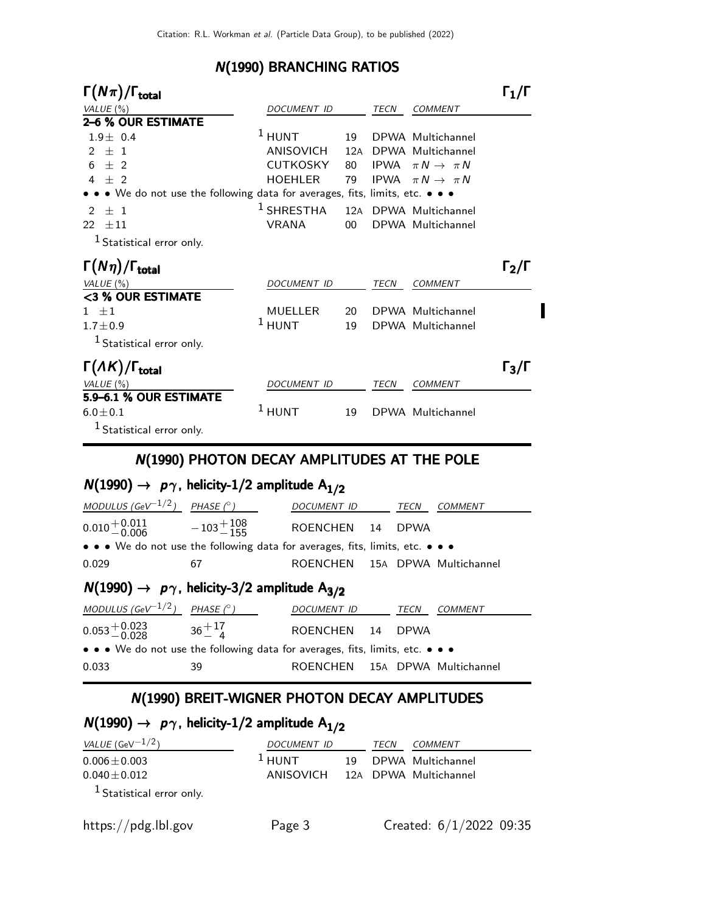## N(1990) BRANCHING RATIOS

### $\Gamma(N\pi)/\Gamma_{total}$ — $\Gamma_1/\Gamma$

| VALUE (%) | DOCUMENT ID | | TECN | COMMENT |
|---|---|---|---|---|
| **2–6 % OUR ESTIMATE** | | | | |
| $1.9\pm 0.4$ | [1] HUNT | 19 | DPWA | Multichannel |
| $2\ \pm 1$ | ANISOVICH | 12A | DPWA | Multichannel |
| $6\ \pm 2$ | CUTKOSKY | 80 | IPWA | $\pi N \to \pi N$ |
| $4\ \pm 2$ | HOEHLER | 79 | IPWA | $\pi N \to \pi N$ |
| • • • We do not use the following data for averages, fits, limits, etc. • • • | | | | |
| $2\ \pm 1$ | [1] SHRESTHA | 12A | DPWA | Multichannel |
| $22\ \pm 11$ | VRANA | 00 | DPWA | Multichannel |

[1] Statistical error only.

### $\Gamma(N\eta)/\Gamma_{total}$ — $\Gamma_2/\Gamma$

| VALUE (%) | DOCUMENT ID | | TECN | COMMENT |
|---|---|---|---|---|
| **<3 % OUR ESTIMATE** | | | | |
| $1\ \pm 1$ | MUELLER | 20 | DPWA | Multichannel |
| $1.7\pm 0.9$ | [1] HUNT | 19 | DPWA | Multichannel |

[1] Statistical error only.

### $\Gamma(\Lambda K)/\Gamma_{total}$ — $\Gamma_3/\Gamma$

| VALUE (%) | DOCUMENT ID | | TECN | COMMENT |
|---|---|---|---|---|
| **5.9–6.1 % OUR ESTIMATE** | | | | |
| $6.0\pm 0.1$ | [1] HUNT | 19 | DPWA | Multichannel |

[1] Statistical error only.

## N(1990) PHOTON DECAY AMPLITUDES AT THE POLE

### $N(1990) \to p\gamma$, helicity-1/2 amplitude $A_{1/2}$

| MODULUS ($GeV^{-1/2}$) | PHASE (°) | DOCUMENT ID | | TECN | COMMENT |
|---|---|---|---|---|---|
| $0.010^{+0.011}_{-0.006}$ | $-103^{+108}_{-155}$ | ROENCHEN | 14 | DPWA | |
| • • • We do not use the following data for averages, fits, limits, etc. • • • | | | | | |
| 0.029 | 67 | ROENCHEN | 15A | DPWA | Multichannel |

### $N(1990) \to p\gamma$, helicity-3/2 amplitude $A_{3/2}$

| MODULUS ($GeV^{-1/2}$) | PHASE (°) | DOCUMENT ID | | TECN | COMMENT |
|---|---|---|---|---|---|
| $0.053^{+0.023}_{-0.028}$ | $36^{+17}_{-\ 4}$ | ROENCHEN | 14 | DPWA | |
| • • • We do not use the following data for averages, fits, limits, etc. • • • | | | | | |
| 0.033 | 39 | ROENCHEN | 15A | DPWA | Multichannel |

## N(1990) BREIT-WIGNER PHOTON DECAY AMPLITUDES

### $N(1990) \to p\gamma$, helicity-1/2 amplitude $A_{1/2}$

| VALUE ($GeV^{-1/2}$) | DOCUMENT ID | | TECN | COMMENT |
|---|---|---|---|---|
| $0.006\pm 0.003$ | [1] HUNT | 19 | DPWA | Multichannel |
| $0.040\pm 0.012$ | ANISOVICH | 12A | DPWA | Multichannel |

[1] Statistical error only.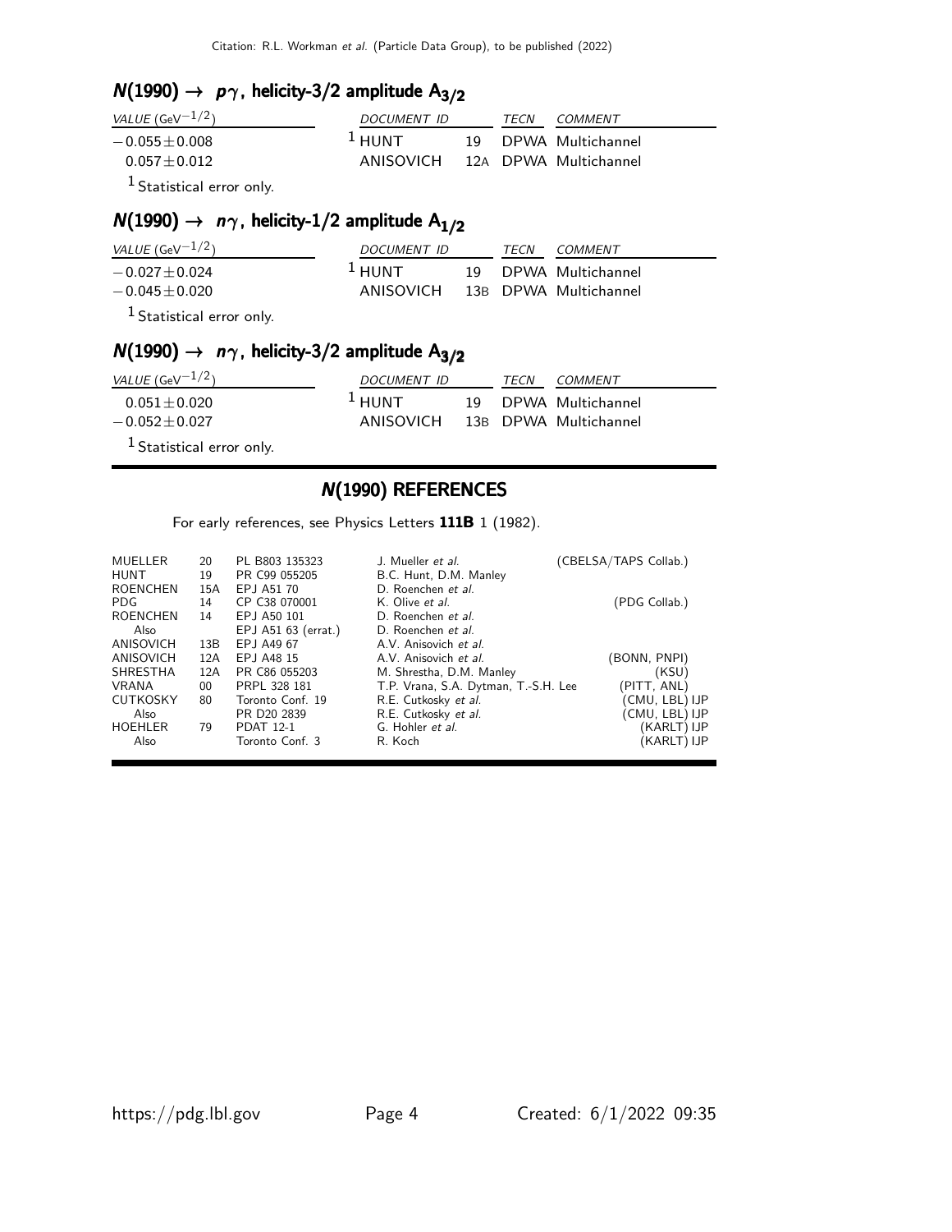### $N(1990) \to p\gamma$, helicity-3/2 amplitude $A_{3/2}$

| VALUE ($GeV^{-1/2}$) | DOCUMENT ID | | TECN | COMMENT |
|---|---|---|---|---|
| $-0.055 \pm 0.008$ | [1] HUNT | 19 | DPWA | Multichannel |
| $0.057 \pm 0.012$ | ANISOVICH | 12A | DPWA | Multichannel |

[1] Statistical error only.

### $N(1990) \to n\gamma$, helicity-1/2 amplitude $A_{1/2}$

| VALUE ($GeV^{-1/2}$) | DOCUMENT ID | | TECN | COMMENT |
|---|---|---|---|---|
| $-0.027 \pm 0.024$ | [1] HUNT | 19 | DPWA | Multichannel |
| $-0.045 \pm 0.020$ | ANISOVICH | 13B | DPWA | Multichannel |

[1] Statistical error only.

### $N(1990) \to n\gamma$, helicity-3/2 amplitude $A_{3/2}$

| VALUE ($GeV^{-1/2}$) | DOCUMENT ID | | TECN | COMMENT |
|---|---|---|---|---|
| $0.051 \pm 0.020$ | [1] HUNT | 19 | DPWA | Multichannel |
| $-0.052 \pm 0.027$ | ANISOVICH | 13B | DPWA | Multichannel |

[1] Statistical error only.

## N(1990) REFERENCES

For early references, see Physics Letters **111B** 1 (1982).

| | | | | |
|---|---|---|---|---|
| MUELLER | 20 | PL B803 135323 | J. Mueller *et al.* | (CBELSA/TAPS Collab.) |
| HUNT | 19 | PR C99 055205 | B.C. Hunt, D.M. Manley | |
| ROENCHEN | 15A | EPJ A51 70 | D. Roenchen *et al.* | |
| PDG | 14 | CP C38 070001 | K. Olive *et al.* | (PDG Collab.) |
| ROENCHEN | 14 | EPJ A50 101 | D. Roenchen *et al.* | |
| Also | | EPJ A51 63 (errat.) | D. Roenchen *et al.* | |
| ANISOVICH | 13B | EPJ A49 67 | A.V. Anisovich *et al.* | |
| ANISOVICH | 12A | EPJ A48 15 | A.V. Anisovich *et al.* | (BONN, PNPI) |
| SHRESTHA | 12A | PR C86 055203 | M. Shrestha, D.M. Manley | (KSU) |
| VRANA | 00 | PRPL 328 181 | T.P. Vrana, S.A. Dytman, T.-S.H. Lee | (PITT, ANL) |
| CUTKOSKY | 80 | Toronto Conf. 19 | R.E. Cutkosky *et al.* | (CMU, LBL) IJP |
| Also | | PR D20 2839 | R.E. Cutkosky *et al.* | (CMU, LBL) IJP |
| HOEHLER | 79 | PDAT 12-1 | G. Hohler *et al.* | (KARLT) IJP |
| Also | | Toronto Conf. 3 | R. Koch | (KARLT) IJP |